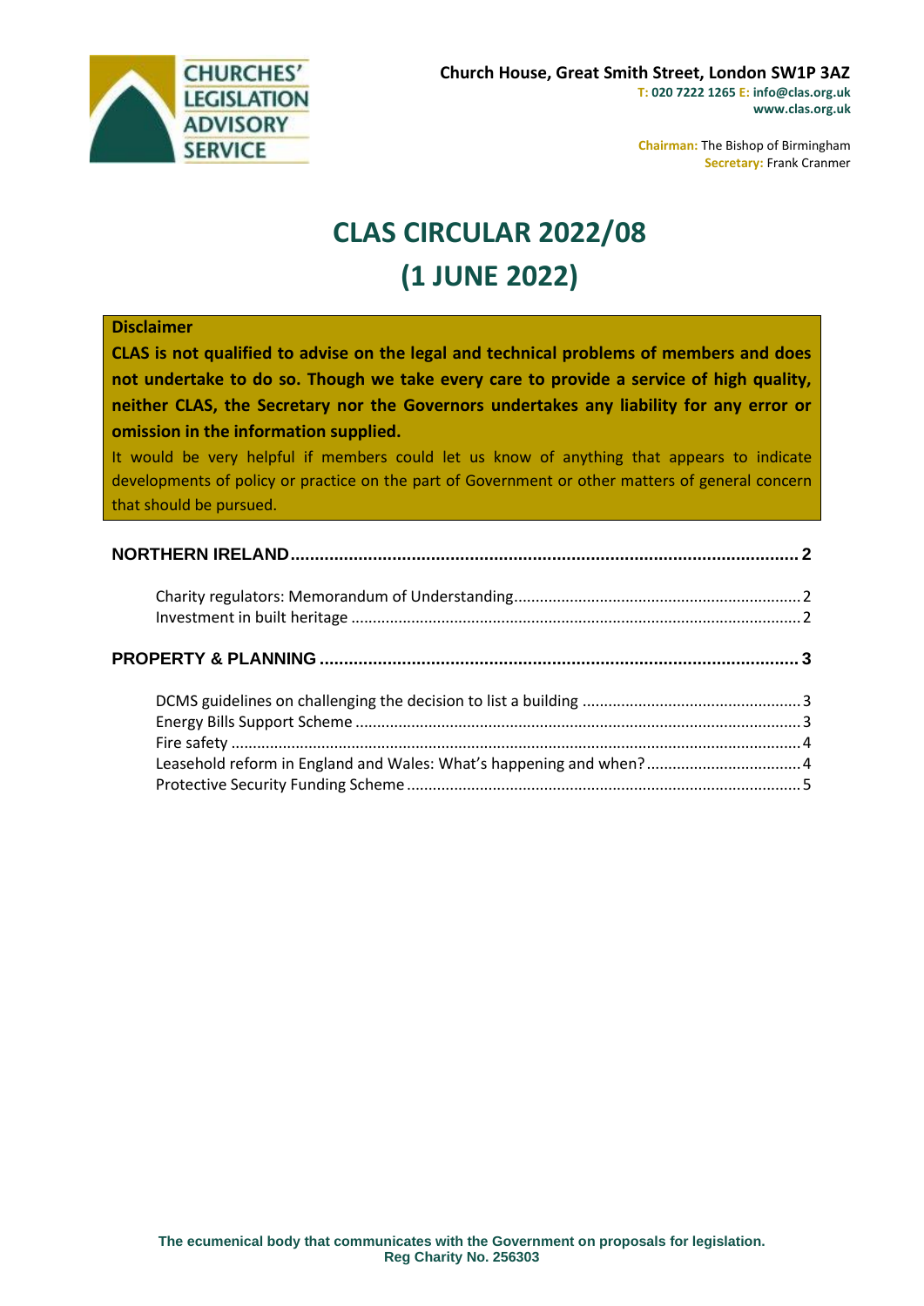CHURCHES' LEGISLATION ADVISORY SERVICE

**Church House, Great Smith Street, London SW1P 3AZ**
**T: 020 7222 1265 E: info@clas.org.uk**
**www.clas.org.uk**

**Chairman:** The Bishop of Birmingham
**Secretary:** Frank Cranmer

# CLAS CIRCULAR 2022/08
# (1 JUNE 2022)

**Disclaimer**

**CLAS is not qualified to advise on the legal and technical problems of members and does not undertake to do so. Though we take every care to provide a service of high quality, neither CLAS, the Secretary nor the Governors undertakes any liability for any error or omission in the information supplied.**

It would be very helpful if members could let us know of anything that appears to indicate developments of policy or practice on the part of Government or other matters of general concern that should be pursued.

**NORTHERN IRELAND** ..... 2

- Charity regulators: Memorandum of Understanding ..... 2
- Investment in built heritage ..... 2

**PROPERTY & PLANNING** ..... 3

- DCMS guidelines on challenging the decision to list a building ..... 3
- Energy Bills Support Scheme ..... 3
- Fire safety ..... 4
- Leasehold reform in England and Wales: What's happening and when? ..... 4
- Protective Security Funding Scheme ..... 5

**The ecumenical body that communicates with the Government on proposals for legislation.**
**Reg Charity No. 256303**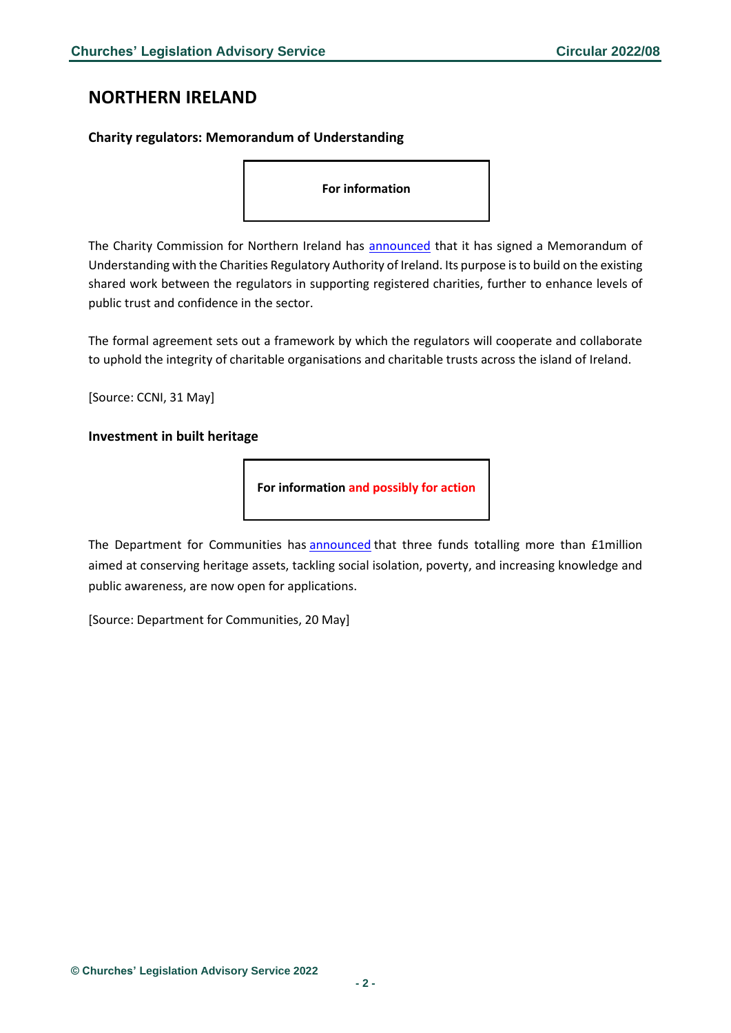## NORTHERN IRELAND

### Charity regulators: Memorandum of Understanding

**For information**

The Charity Commission for Northern Ireland has announced that it has signed a Memorandum of Understanding with the Charities Regulatory Authority of Ireland. Its purpose is to build on the existing shared work between the regulators in supporting registered charities, further to enhance levels of public trust and confidence in the sector.

The formal agreement sets out a framework by which the regulators will cooperate and collaborate to uphold the integrity of charitable organisations and charitable trusts across the island of Ireland.

[Source: CCNI, 31 May]

### Investment in built heritage

**For information and possibly for action**

The Department for Communities has announced that three funds totalling more than £1million aimed at conserving heritage assets, tackling social isolation, poverty, and increasing knowledge and public awareness, are now open for applications.

[Source: Department for Communities, 20 May]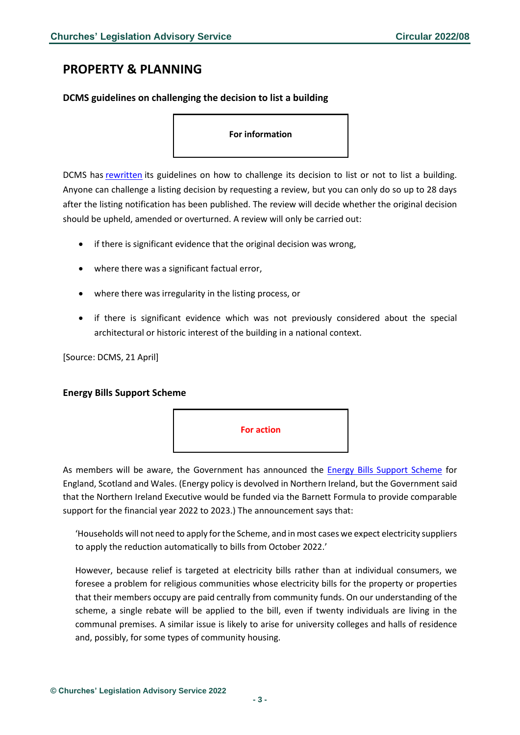# PROPERTY & PLANNING

### DCMS guidelines on challenging the decision to list a building

**For information**

DCMS has rewritten its guidelines on how to challenge its decision to list or not to list a building. Anyone can challenge a listing decision by requesting a review, but you can only do so up to 28 days after the listing notification has been published. The review will decide whether the original decision should be upheld, amended or overturned. A review will only be carried out:

- if there is significant evidence that the original decision was wrong,
- where there was a significant factual error,
- where there was irregularity in the listing process, or
- if there is significant evidence which was not previously considered about the special architectural or historic interest of the building in a national context.

[Source: DCMS, 21 April]

### Energy Bills Support Scheme

**For action**

As members will be aware, the Government has announced the Energy Bills Support Scheme for England, Scotland and Wales. (Energy policy is devolved in Northern Ireland, but the Government said that the Northern Ireland Executive would be funded via the Barnett Formula to provide comparable support for the financial year 2022 to 2023.) The announcement says that:

> 'Households will not need to apply for the Scheme, and in most cases we expect electricity suppliers to apply the reduction automatically to bills from October 2022.'
>
> However, because relief is targeted at electricity bills rather than at individual consumers, we foresee a problem for religious communities whose electricity bills for the property or properties that their members occupy are paid centrally from community funds. On our understanding of the scheme, a single rebate will be applied to the bill, even if twenty individuals are living in the communal premises. A similar issue is likely to arise for university colleges and halls of residence and, possibly, for some types of community housing.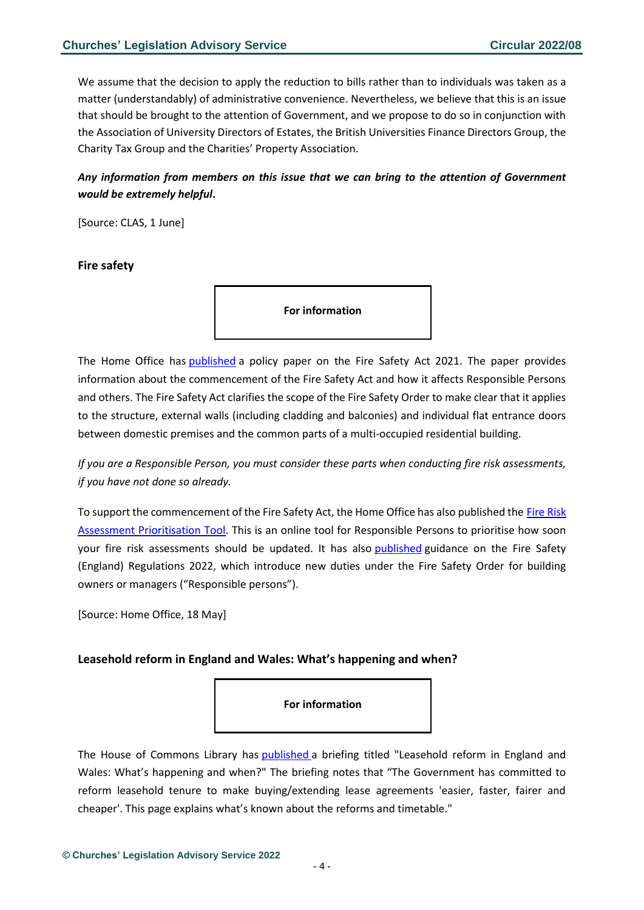We assume that the decision to apply the reduction to bills rather than to individuals was taken as a matter (understandably) of administrative convenience. Nevertheless, we believe that this is an issue that should be brought to the attention of Government, and we propose to do so in conjunction with the Association of University Directors of Estates, the British Universities Finance Directors Group, the Charity Tax Group and the Charities' Property Association.

***Any information from members on this issue that we can bring to the attention of Government would be extremely helpful*.**

[Source: CLAS, 1 June]

### Fire safety

**For information**

The Home Office has published a policy paper on the Fire Safety Act 2021. The paper provides information about the commencement of the Fire Safety Act and how it affects Responsible Persons and others. The Fire Safety Act clarifies the scope of the Fire Safety Order to make clear that it applies to the structure, external walls (including cladding and balconies) and individual flat entrance doors between domestic premises and the common parts of a multi-occupied residential building.

*If you are a Responsible Person, you must consider these parts when conducting fire risk assessments, if you have not done so already.*

To support the commencement of the Fire Safety Act, the Home Office has also published the Fire Risk Assessment Prioritisation Tool. This is an online tool for Responsible Persons to prioritise how soon your fire risk assessments should be updated. It has also published guidance on the Fire Safety (England) Regulations 2022, which introduce new duties under the Fire Safety Order for building owners or managers ("Responsible persons").

[Source: Home Office, 18 May]

### Leasehold reform in England and Wales: What's happening and when?

**For information**

The House of Commons Library has published a briefing titled "Leasehold reform in England and Wales: What's happening and when?" The briefing notes that "The Government has committed to reform leasehold tenure to make buying/extending lease agreements 'easier, faster, fairer and cheaper'. This page explains what's known about the reforms and timetable."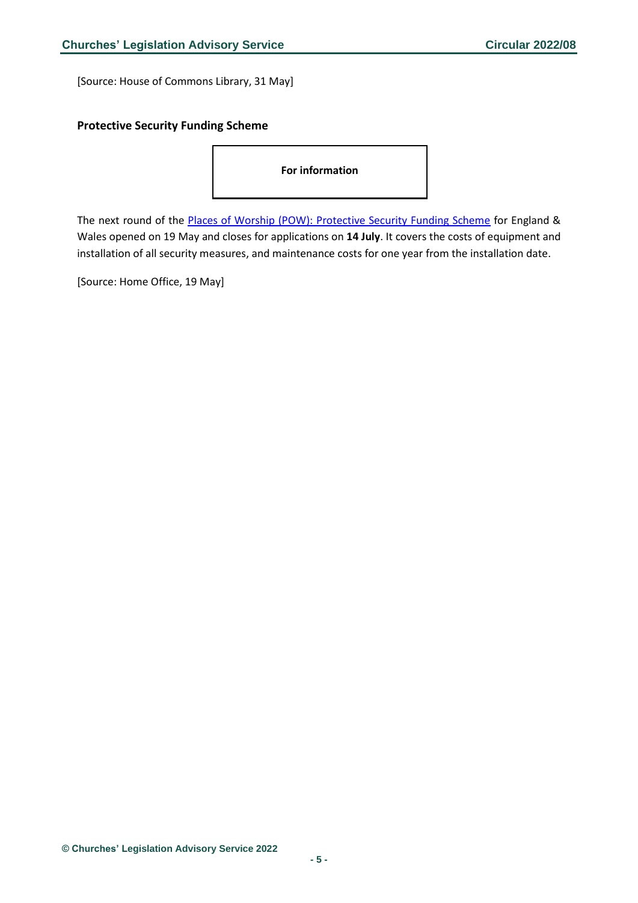[Source: House of Commons Library, 31 May]

### Protective Security Funding Scheme

**For information**

The next round of the Places of Worship (POW): Protective Security Funding Scheme for England & Wales opened on 19 May and closes for applications on **14 July**. It covers the costs of equipment and installation of all security measures, and maintenance costs for one year from the installation date.

[Source: Home Office, 19 May]